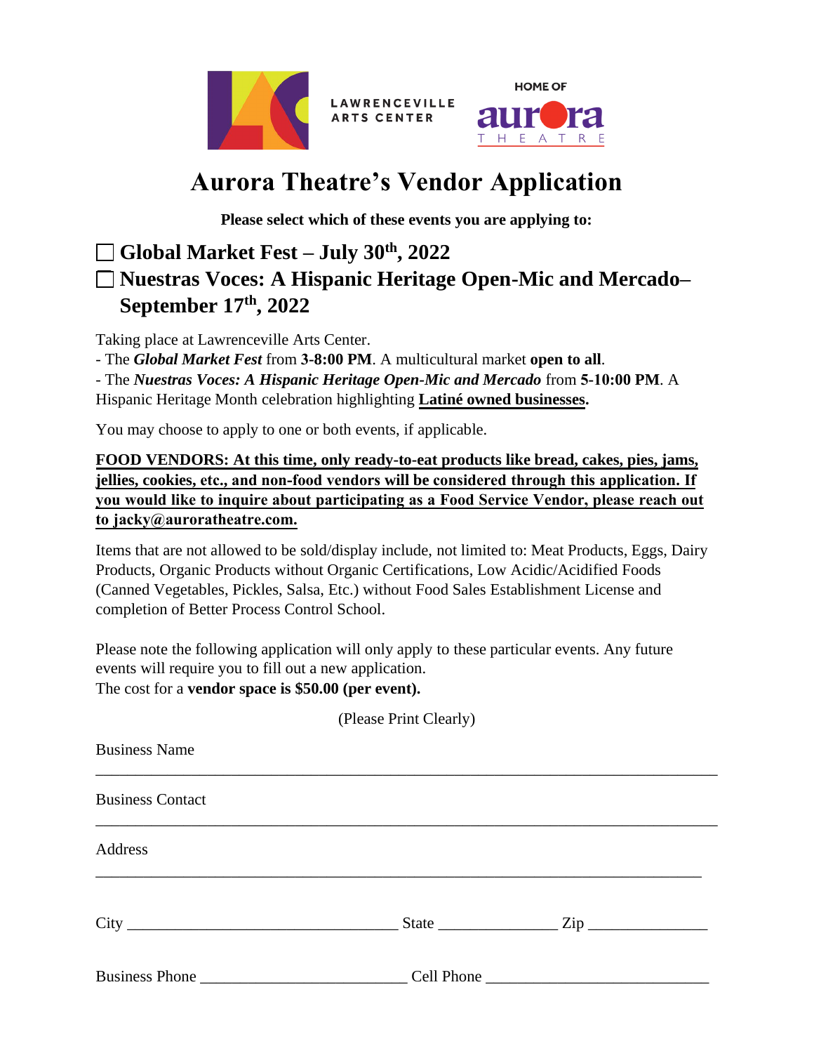LAWRENCEVILLE ARTS CENTER

HOME OF aurora THEATRE

# Aurora Theatre's Vendor Application

**Please select which of these events you are applying to:**

☐ **Global Market Fest – July 30th, 2022**

☐ **Nuestras Voces: A Hispanic Heritage Open-Mic and Mercado– September 17th, 2022**

Taking place at Lawrenceville Arts Center.

- The ***Global Market Fest*** from **3-8:00 PM**. A multicultural market **open to all**.
- The ***Nuestras Voces: A Hispanic Heritage Open-Mic and Mercado*** from **5-10:00 PM**. A Hispanic Heritage Month celebration highlighting **Latiné owned businesses.**

You may choose to apply to one or both events, if applicable.

**FOOD VENDORS: At this time, only ready-to-eat products like bread, cakes, pies, jams, jellies, cookies, etc., and non-food vendors will be considered through this application. If you would like to inquire about participating as a Food Service Vendor, please reach out to jacky@auroratheatre.com.**

Items that are not allowed to be sold/display include, not limited to: Meat Products, Eggs, Dairy Products, Organic Products without Organic Certifications, Low Acidic/Acidified Foods (Canned Vegetables, Pickles, Salsa, Etc.) without Food Sales Establishment License and completion of Better Process Control School.

Please note the following application will only apply to these particular events. Any future events will require you to fill out a new application.
The cost for a **vendor space is $50.00 (per event).**

(Please Print Clearly)

Business Name

_______________________________________________________________________________

Business Contact

_______________________________________________________________________________

Address

_______________________________________________________________________________

City _________________________________ State _______________ Zip _______________

Business Phone __________________________ Cell Phone ____________________________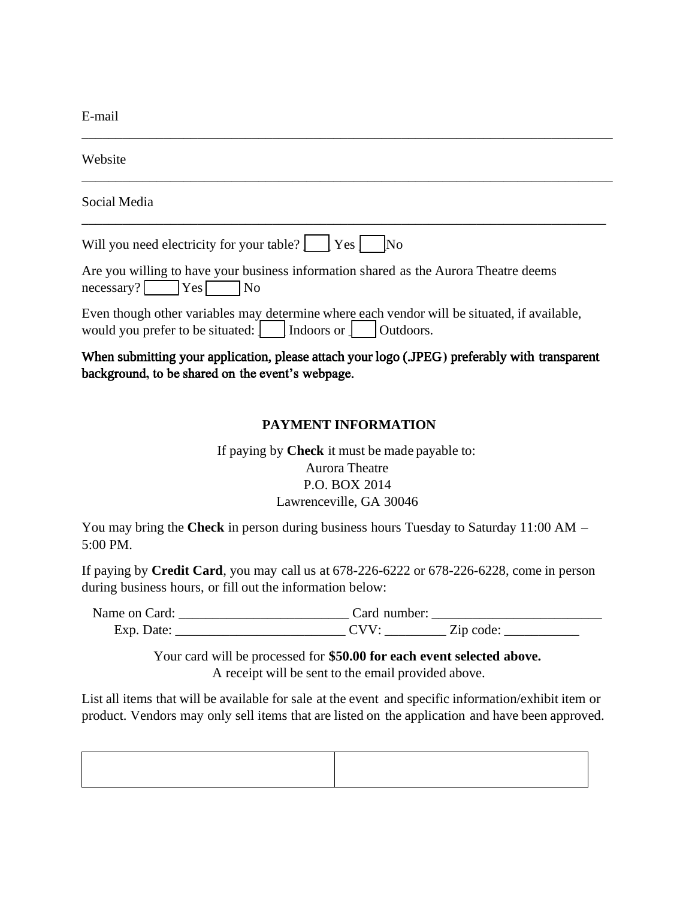E-mail

_______________________________________________________________________________

Website

_______________________________________________________________________________

Social Media

_______________________________________________________________________________

Will you need electricity for your table? [ ] Yes [ ] No

Are you willing to have your business information shared as the Aurora Theatre deems necessary? [ ] Yes [ ] No

Even though other variables may determine where each vendor will be situated, if available, would you prefer to be situated: [ ] Indoors or [ ] Outdoors.

**When submitting your application, please attach your logo (.JPEG) preferably with transparent background, to be shared on the event's webpage.**

## PAYMENT INFORMATION

If paying by **Check** it must be made payable to:
Aurora Theatre
P.O. BOX 2014
Lawrenceville, GA 30046

You may bring the **Check** in person during business hours Tuesday to Saturday 11:00 AM – 5:00 PM.

If paying by **Credit Card**, you may call us at 678-226-6222 or 678-226-6228, come in person during business hours, or fill out the information below:

Name on Card: _________________________ Card number: _________________________
Exp. Date: _________________________ CVV: _________ Zip code: ___________

Your card will be processed for **$50.00 for each event selected above.**
A receipt will be sent to the email provided above.

List all items that will be available for sale at the event and specific information/exhibit item or product. Vendors may only sell items that are listed on the application and have been approved.

| | |
|---|---|
| | |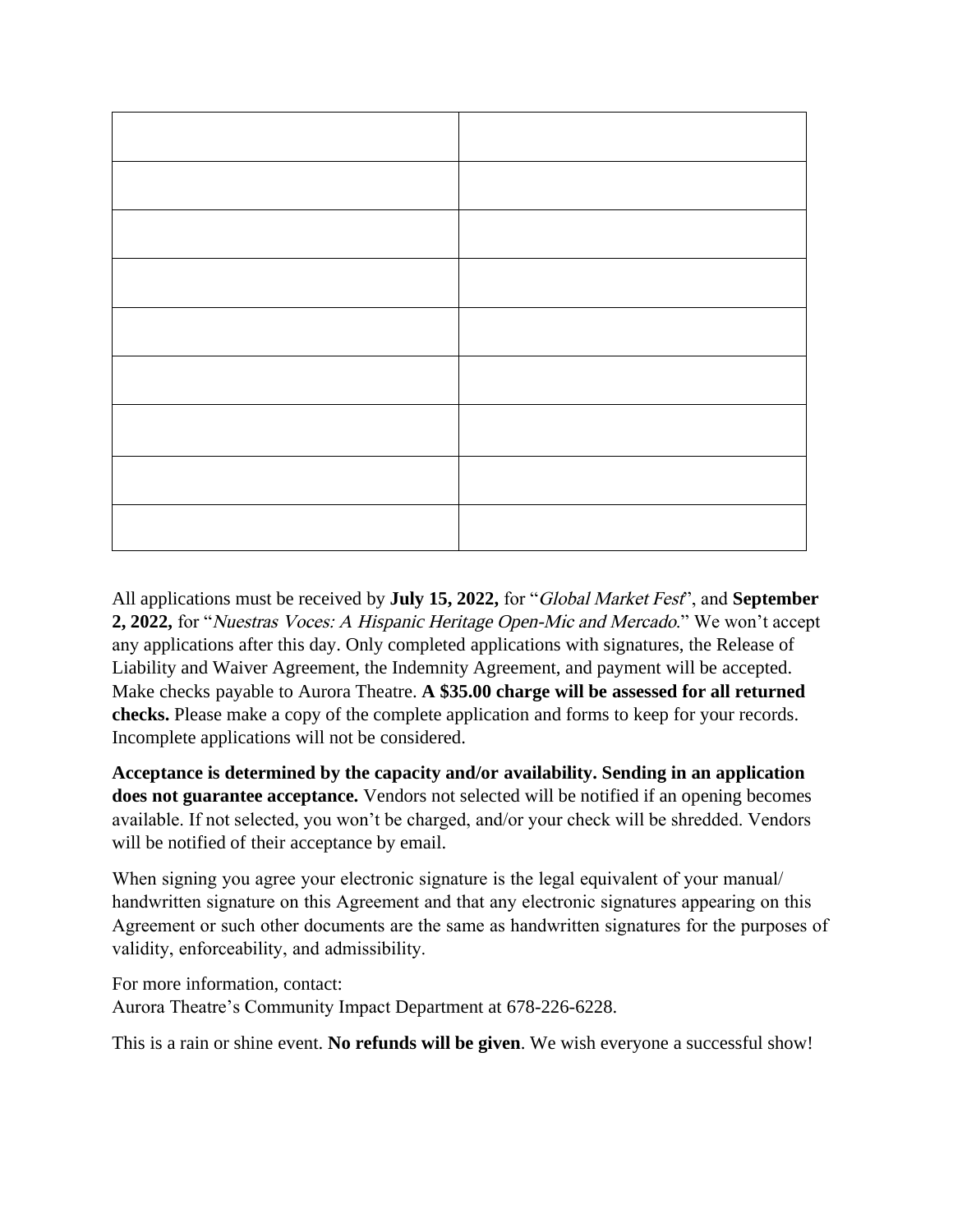| | |
|---|---|
| | |
| | |
| | |
| | |
| | |
| | |
| | |
| | |

All applications must be received by **July 15, 2022,** for "*Global Market Fest*", and **September 2, 2022,** for "*Nuestras Voces: A Hispanic Heritage Open-Mic and Mercado*." We won't accept any applications after this day. Only completed applications with signatures, the Release of Liability and Waiver Agreement, the Indemnity Agreement, and payment will be accepted. Make checks payable to Aurora Theatre. **A $35.00 charge will be assessed for all returned checks.** Please make a copy of the complete application and forms to keep for your records. Incomplete applications will not be considered.

**Acceptance is determined by the capacity and/or availability. Sending in an application does not guarantee acceptance.** Vendors not selected will be notified if an opening becomes available. If not selected, you won't be charged, and/or your check will be shredded. Vendors will be notified of their acceptance by email.

When signing you agree your electronic signature is the legal equivalent of your manual/ handwritten signature on this Agreement and that any electronic signatures appearing on this Agreement or such other documents are the same as handwritten signatures for the purposes of validity, enforceability, and admissibility.

For more information, contact:
Aurora Theatre's Community Impact Department at 678-226-6228.

This is a rain or shine event. **No refunds will be given**. We wish everyone a successful show!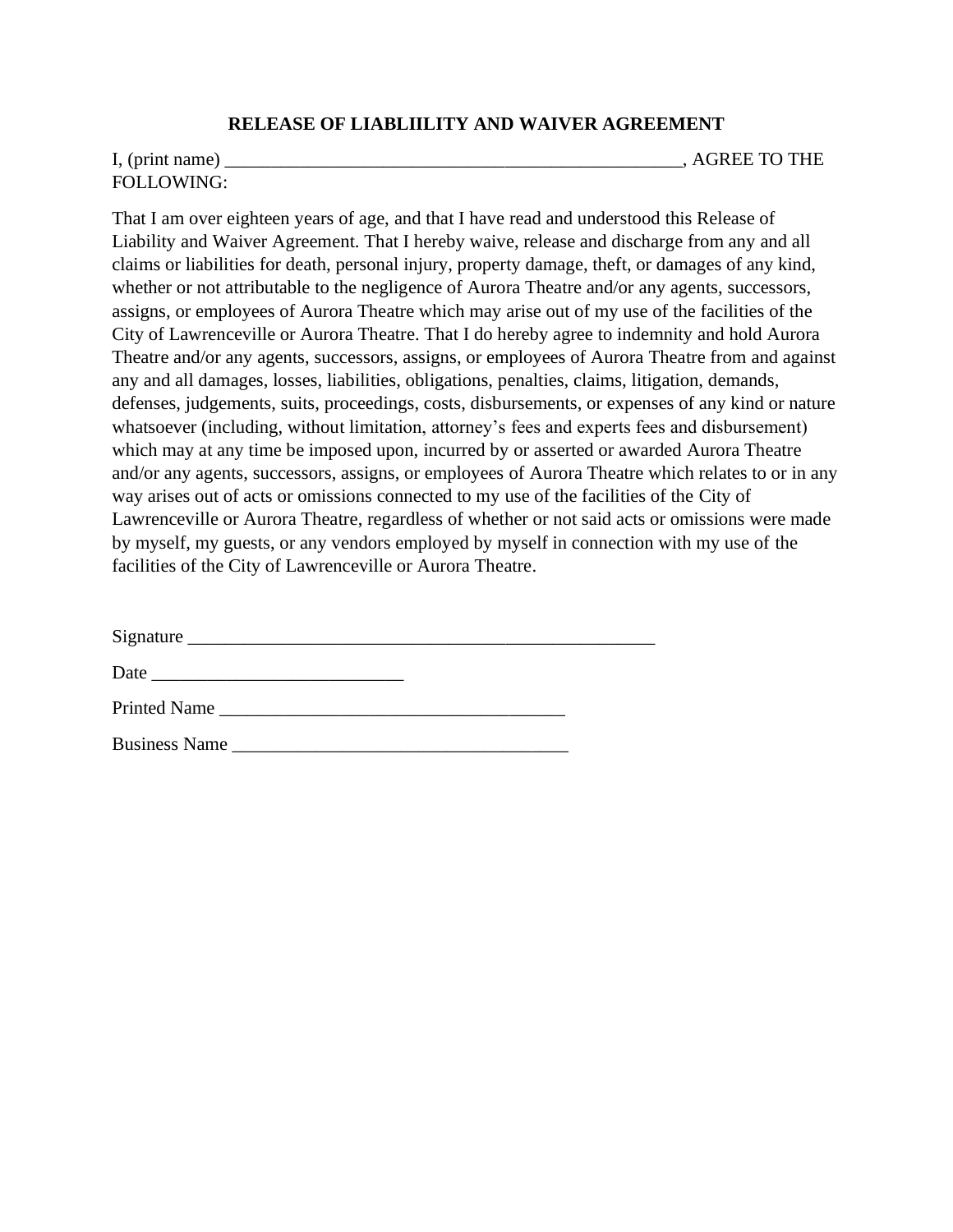# RELEASE OF LIABLIILITY AND WAIVER AGREEMENT

I, (print name) ___________________________________________________, AGREE TO THE FOLLOWING:

That I am over eighteen years of age, and that I have read and understood this Release of Liability and Waiver Agreement. That I hereby waive, release and discharge from any and all claims or liabilities for death, personal injury, property damage, theft, or damages of any kind, whether or not attributable to the negligence of Aurora Theatre and/or any agents, successors, assigns, or employees of Aurora Theatre which may arise out of my use of the facilities of the City of Lawrenceville or Aurora Theatre. That I do hereby agree to indemnity and hold Aurora Theatre and/or any agents, successors, assigns, or employees of Aurora Theatre from and against any and all damages, losses, liabilities, obligations, penalties, claims, litigation, demands, defenses, judgements, suits, proceedings, costs, disbursements, or expenses of any kind or nature whatsoever (including, without limitation, attorney's fees and experts fees and disbursement) which may at any time be imposed upon, incurred by or asserted or awarded Aurora Theatre and/or any agents, successors, assigns, or employees of Aurora Theatre which relates to or in any way arises out of acts or omissions connected to my use of the facilities of the City of Lawrenceville or Aurora Theatre, regardless of whether or not said acts or omissions were made by myself, my guests, or any vendors employed by myself in connection with my use of the facilities of the City of Lawrenceville or Aurora Theatre.

Signature _____________________________________________________

Date ___________________________

Printed Name _____________________________________

Business Name ____________________________________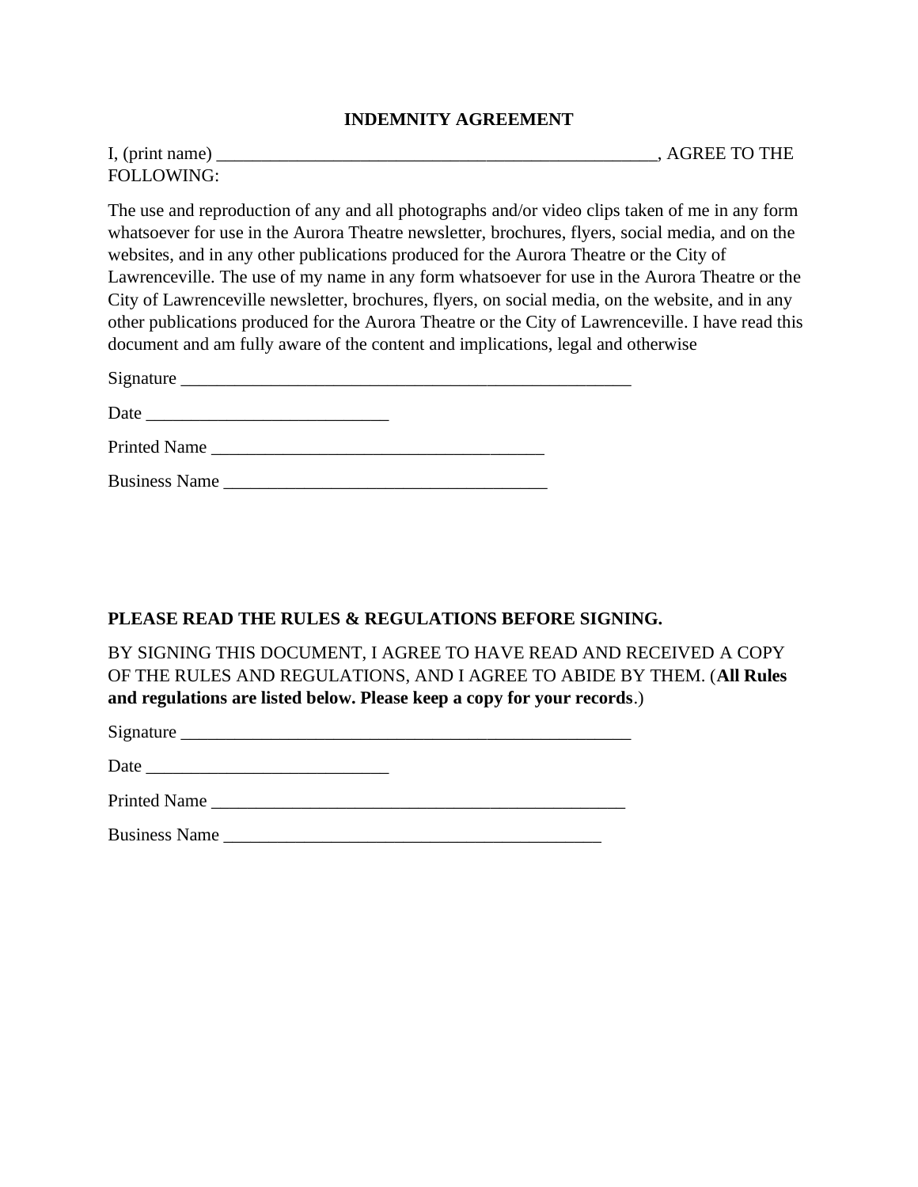## INDEMNITY AGREEMENT

I, (print name) _________________________________________________, AGREE TO THE FOLLOWING:

The use and reproduction of any and all photographs and/or video clips taken of me in any form whatsoever for use in the Aurora Theatre newsletter, brochures, flyers, social media, and on the websites, and in any other publications produced for the Aurora Theatre or the City of Lawrenceville. The use of my name in any form whatsoever for use in the Aurora Theatre or the City of Lawrenceville newsletter, brochures, flyers, on social media, on the website, and in any other publications produced for the Aurora Theatre or the City of Lawrenceville. I have read this document and am fully aware of the content and implications, legal and otherwise

Signature ___________________________________________________

Date ___________________________

Printed Name _____________________________________

Business Name ____________________________________

**PLEASE READ THE RULES & REGULATIONS BEFORE SIGNING.**

BY SIGNING THIS DOCUMENT, I AGREE TO HAVE READ AND RECEIVED A COPY OF THE RULES AND REGULATIONS, AND I AGREE TO ABIDE BY THEM. (**All Rules and regulations are listed below. Please keep a copy for your records**.)

Signature ___________________________________________________

Date ___________________________

Printed Name ______________________________________________

Business Name ___________________________________________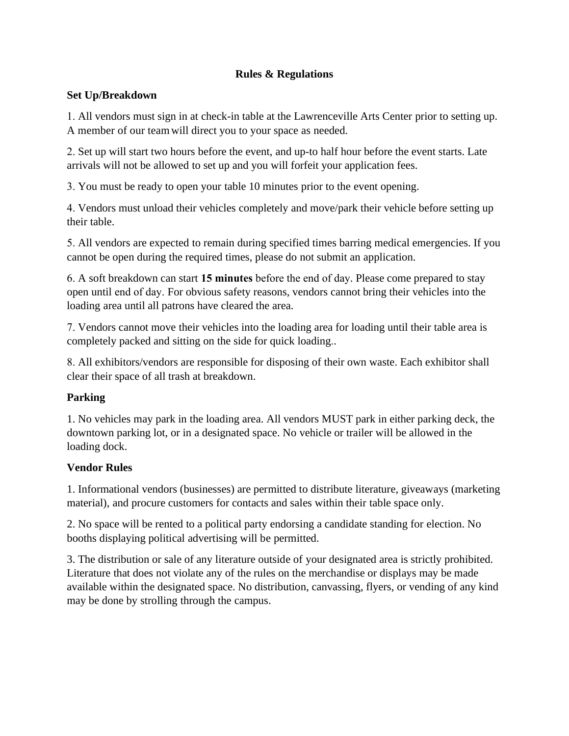## Rules & Regulations

### Set Up/Breakdown

1. All vendors must sign in at check-in table at the Lawrenceville Arts Center prior to setting up. A member of our team will direct you to your space as needed.

2. Set up will start two hours before the event, and up-to half hour before the event starts. Late arrivals will not be allowed to set up and you will forfeit your application fees.

3. You must be ready to open your table 10 minutes prior to the event opening.

4. Vendors must unload their vehicles completely and move/park their vehicle before setting up their table.

5. All vendors are expected to remain during specified times barring medical emergencies. If you cannot be open during the required times, please do not submit an application.

6. A soft breakdown can start **15 minutes** before the end of day. Please come prepared to stay open until end of day. For obvious safety reasons, vendors cannot bring their vehicles into the loading area until all patrons have cleared the area.

7. Vendors cannot move their vehicles into the loading area for loading until their table area is completely packed and sitting on the side for quick loading..

8. All exhibitors/vendors are responsible for disposing of their own waste. Each exhibitor shall clear their space of all trash at breakdown.

### Parking

1. No vehicles may park in the loading area. All vendors MUST park in either parking deck, the downtown parking lot, or in a designated space. No vehicle or trailer will be allowed in the loading dock.

### Vendor Rules

1. Informational vendors (businesses) are permitted to distribute literature, giveaways (marketing material), and procure customers for contacts and sales within their table space only.

2. No space will be rented to a political party endorsing a candidate standing for election. No booths displaying political advertising will be permitted.

3. The distribution or sale of any literature outside of your designated area is strictly prohibited. Literature that does not violate any of the rules on the merchandise or displays may be made available within the designated space. No distribution, canvassing, flyers, or vending of any kind may be done by strolling through the campus.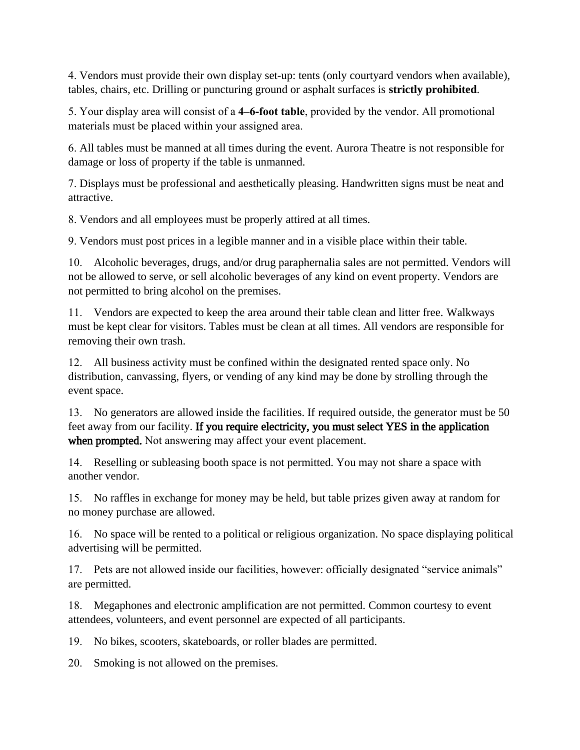4. Vendors must provide their own display set-up: tents (only courtyard vendors when available), tables, chairs, etc. Drilling or puncturing ground or asphalt surfaces is **strictly prohibited**.

5. Your display area will consist of a **4–6-foot table**, provided by the vendor. All promotional materials must be placed within your assigned area.

6. All tables must be manned at all times during the event. Aurora Theatre is not responsible for damage or loss of property if the table is unmanned.

7. Displays must be professional and aesthetically pleasing. Handwritten signs must be neat and attractive.

8. Vendors and all employees must be properly attired at all times.

9. Vendors must post prices in a legible manner and in a visible place within their table.

10. Alcoholic beverages, drugs, and/or drug paraphernalia sales are not permitted. Vendors will not be allowed to serve, or sell alcoholic beverages of any kind on event property. Vendors are not permitted to bring alcohol on the premises.

11. Vendors are expected to keep the area around their table clean and litter free. Walkways must be kept clear for visitors. Tables must be clean at all times. All vendors are responsible for removing their own trash.

12. All business activity must be confined within the designated rented space only. No distribution, canvassing, flyers, or vending of any kind may be done by strolling through the event space.

13. No generators are allowed inside the facilities. If required outside, the generator must be 50 feet away from our facility. **If you require electricity, you must select YES in the application when prompted.** Not answering may affect your event placement.

14. Reselling or subleasing booth space is not permitted. You may not share a space with another vendor.

15. No raffles in exchange for money may be held, but table prizes given away at random for no money purchase are allowed.

16. No space will be rented to a political or religious organization. No space displaying political advertising will be permitted.

17. Pets are not allowed inside our facilities, however: officially designated “service animals” are permitted.

18. Megaphones and electronic amplification are not permitted. Common courtesy to event attendees, volunteers, and event personnel are expected of all participants.

19. No bikes, scooters, skateboards, or roller blades are permitted.

20. Smoking is not allowed on the premises.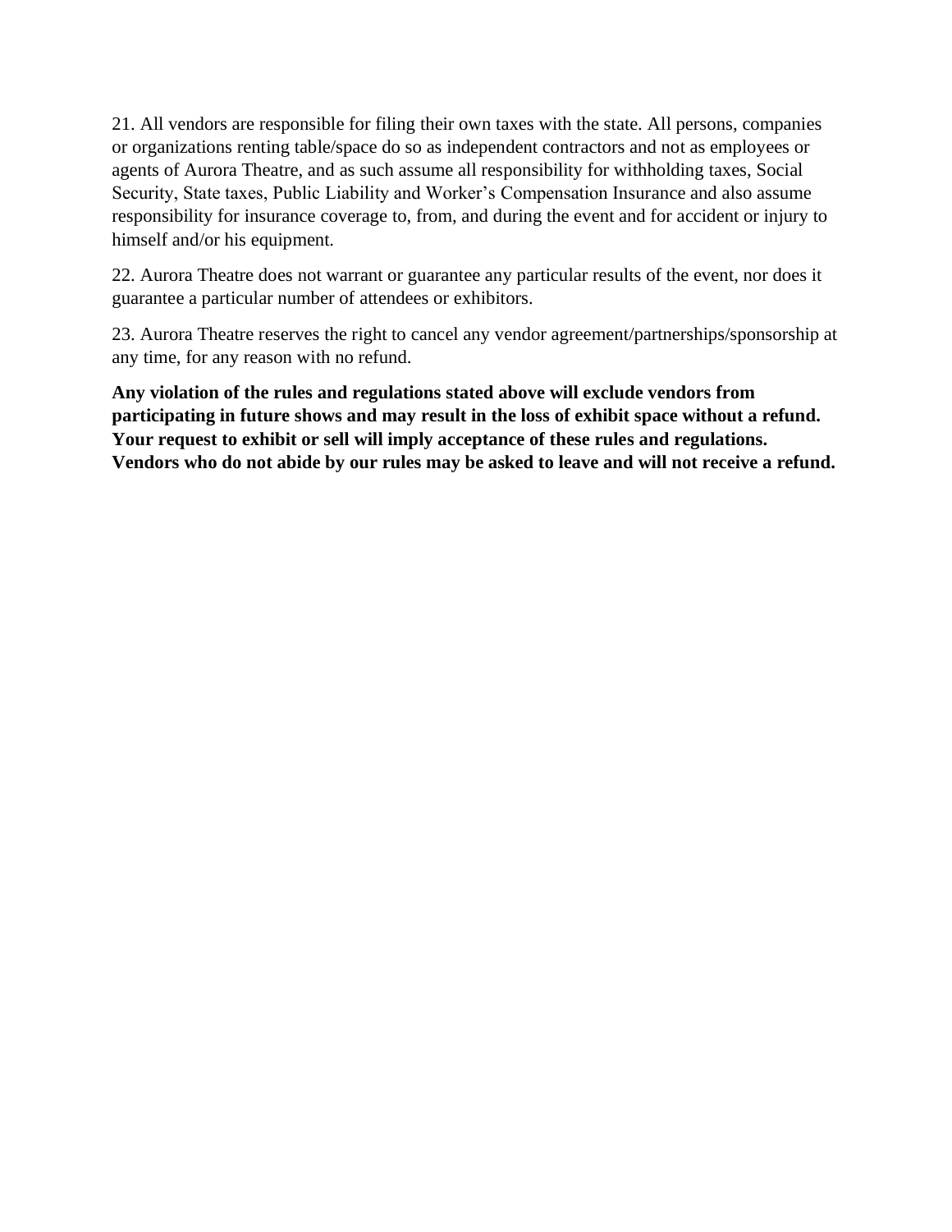21. All vendors are responsible for filing their own taxes with the state. All persons, companies or organizations renting table/space do so as independent contractors and not as employees or agents of Aurora Theatre, and as such assume all responsibility for withholding taxes, Social Security, State taxes, Public Liability and Worker's Compensation Insurance and also assume responsibility for insurance coverage to, from, and during the event and for accident or injury to himself and/or his equipment.

22. Aurora Theatre does not warrant or guarantee any particular results of the event, nor does it guarantee a particular number of attendees or exhibitors.

23. Aurora Theatre reserves the right to cancel any vendor agreement/partnerships/sponsorship at any time, for any reason with no refund.

**Any violation of the rules and regulations stated above will exclude vendors from participating in future shows and may result in the loss of exhibit space without a refund. Your request to exhibit or sell will imply acceptance of these rules and regulations. Vendors who do not abide by our rules may be asked to leave and will not receive a refund.**